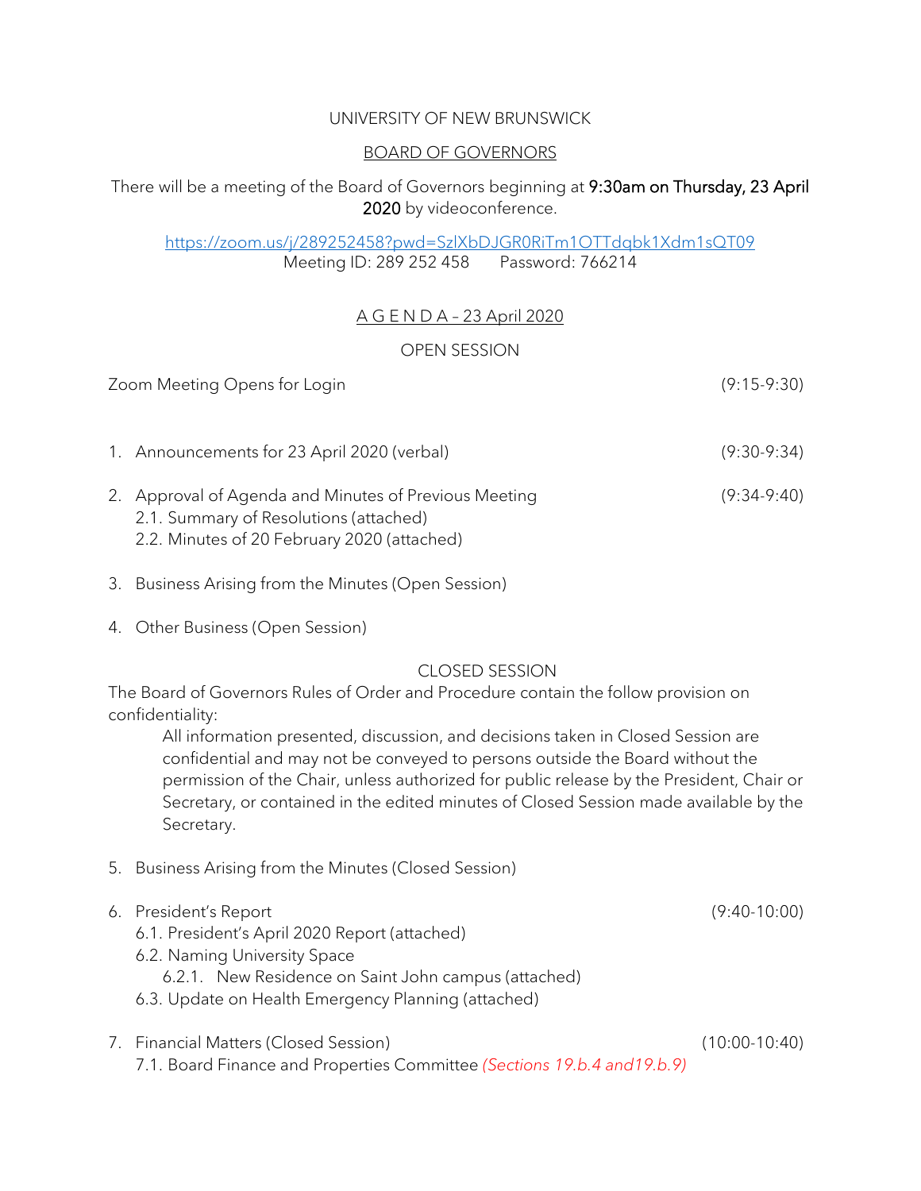UNIVERSITY OF NEW BRUNSWICK

BOARD OF GOVERNORS

There will be a meeting of the Board of Governors beginning at 9:30am on Thursday, 23 April 2020 by videoconference.

https://zoom.us/j/289252458?pwd=SzlXbDJGR0RiTm1OTTdqbk1Xdm1sQT09
Meeting ID: 289 252 458 Password: 766214

A G E N D A – 23 April 2020

OPEN SESSION

Zoom Meeting Opens for Login (9:15-9:30)

1. Announcements for 23 April 2020 (verbal) (9:30-9:34)

2. Approval of Agenda and Minutes of Previous Meeting (9:34-9:40)
   2.1. Summary of Resolutions (attached)
   2.2. Minutes of 20 February 2020 (attached)

3. Business Arising from the Minutes (Open Session)

4. Other Business (Open Session)

CLOSED SESSION

The Board of Governors Rules of Order and Procedure contain the follow provision on confidentiality:

> All information presented, discussion, and decisions taken in Closed Session are confidential and may not be conveyed to persons outside the Board without the permission of the Chair, unless authorized for public release by the President, Chair or Secretary, or contained in the edited minutes of Closed Session made available by the Secretary.

5. Business Arising from the Minutes (Closed Session)

6. President's Report (9:40-10:00)
   6.1. President's April 2020 Report (attached)
   6.2. Naming University Space
      6.2.1. New Residence on Saint John campus (attached)
   6.3. Update on Health Emergency Planning (attached)

7. Financial Matters (Closed Session) (10:00-10:40)
   7.1. Board Finance and Properties Committee *(Sections 19.b.4 and19.b.9)*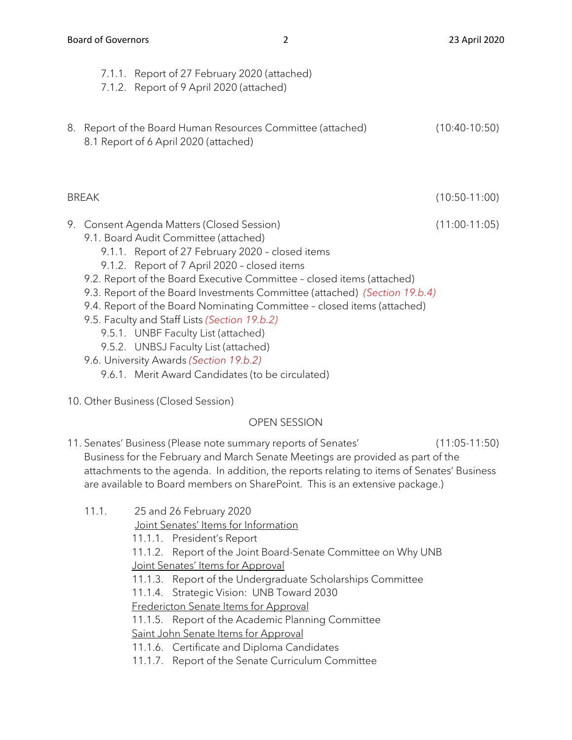- 7.1.1. Report of 27 February 2020 (attached)
   - 7.1.2. Report of 9 April 2020 (attached)

8. Report of the Board Human Resources Committee (attached) (10:40-10:50)
   - 8.1 Report of 6 April 2020 (attached)

BREAK (10:50-11:00)

9. Consent Agenda Matters (Closed Session) (11:00-11:05)
   - 9.1. Board Audit Committee (attached)
     - 9.1.1. Report of 27 February 2020 – closed items
     - 9.1.2. Report of 7 April 2020 – closed items
   - 9.2. Report of the Board Executive Committee – closed items (attached)
   - 9.3. Report of the Board Investments Committee (attached) *(Section 19.b.4)*
   - 9.4. Report of the Board Nominating Committee – closed items (attached)
   - 9.5. Faculty and Staff Lists *(Section 19.b.2)*
     - 9.5.1. UNBF Faculty List (attached)
     - 9.5.2. UNBSJ Faculty List (attached)
   - 9.6. University Awards *(Section 19.b.2)*
     - 9.6.1. Merit Award Candidates (to be circulated)

10. Other Business (Closed Session)

## OPEN SESSION

11. Senates' Business (Please note summary reports of Senates' Business for the February and March Senate Meetings are provided as part of the attachments to the agenda. In addition, the reports relating to items of Senates' Business are available to Board members on SharePoint. This is an extensive package.) (11:05-11:50)
   - 11.1. 25 and 26 February 2020

     <u>Joint Senates' Items for Information</u>
     - 11.1.1. President's Report
     - 11.1.2. Report of the Joint Board-Senate Committee on Why UNB

     <u>Joint Senates' Items for Approval</u>
     - 11.1.3. Report of the Undergraduate Scholarships Committee
     - 11.1.4. Strategic Vision: UNB Toward 2030

     <u>Fredericton Senate Items for Approval</u>
     - 11.1.5. Report of the Academic Planning Committee

     <u>Saint John Senate Items for Approval</u>
     - 11.1.6. Certificate and Diploma Candidates
     - 11.1.7. Report of the Senate Curriculum Committee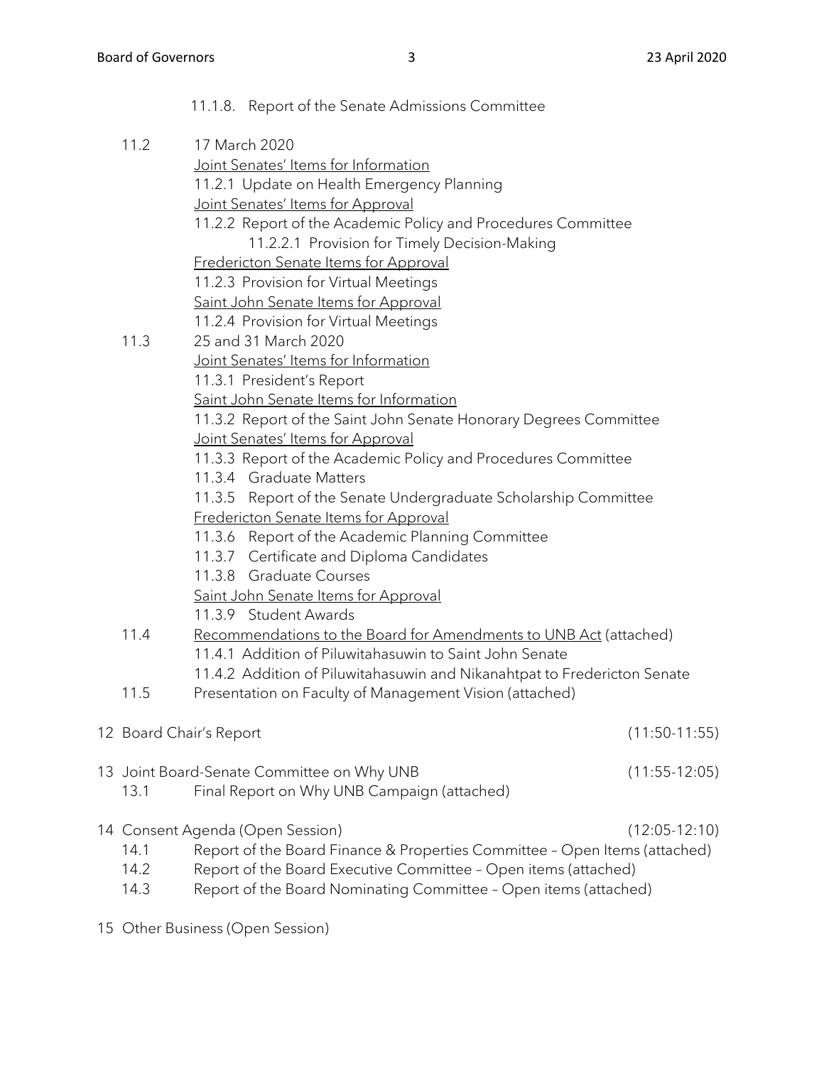11.1.8. Report of the Senate Admissions Committee

11.2 17 March 2020

<u>Joint Senates' Items for Information</u>

11.2.1 Update on Health Emergency Planning

<u>Joint Senates' Items for Approval</u>

11.2.2 Report of the Academic Policy and Procedures Committee

11.2.2.1 Provision for Timely Decision-Making

<u>Fredericton Senate Items for Approval</u>

11.2.3 Provision for Virtual Meetings

<u>Saint John Senate Items for Approval</u>

11.2.4 Provision for Virtual Meetings

11.3 25 and 31 March 2020

<u>Joint Senates' Items for Information</u>

11.3.1 President's Report

<u>Saint John Senate Items for Information</u>

11.3.2 Report of the Saint John Senate Honorary Degrees Committee

<u>Joint Senates' Items for Approval</u>

11.3.3 Report of the Academic Policy and Procedures Committee

11.3.4 Graduate Matters

11.3.5 Report of the Senate Undergraduate Scholarship Committee

<u>Fredericton Senate Items for Approval</u>

11.3.6 Report of the Academic Planning Committee

11.3.7 Certificate and Diploma Candidates

11.3.8 Graduate Courses

<u>Saint John Senate Items for Approval</u>

11.3.9 Student Awards

11.4 <u>Recommendations to the Board for Amendments to UNB Act</u> (attached)

11.4.1 Addition of Piluwitahasuwin to Saint John Senate

11.4.2 Addition of Piluwitahasuwin and Nikanahtpat to Fredericton Senate

11.5 Presentation on Faculty of Management Vision (attached)

12 Board Chair's Report (11:50-11:55)

13 Joint Board-Senate Committee on Why UNB (11:55-12:05)

13.1 Final Report on Why UNB Campaign (attached)

14 Consent Agenda (Open Session) (12:05-12:10)

14.1 Report of the Board Finance & Properties Committee – Open Items (attached)

14.2 Report of the Board Executive Committee – Open items (attached)

14.3 Report of the Board Nominating Committee – Open items (attached)

15 Other Business (Open Session)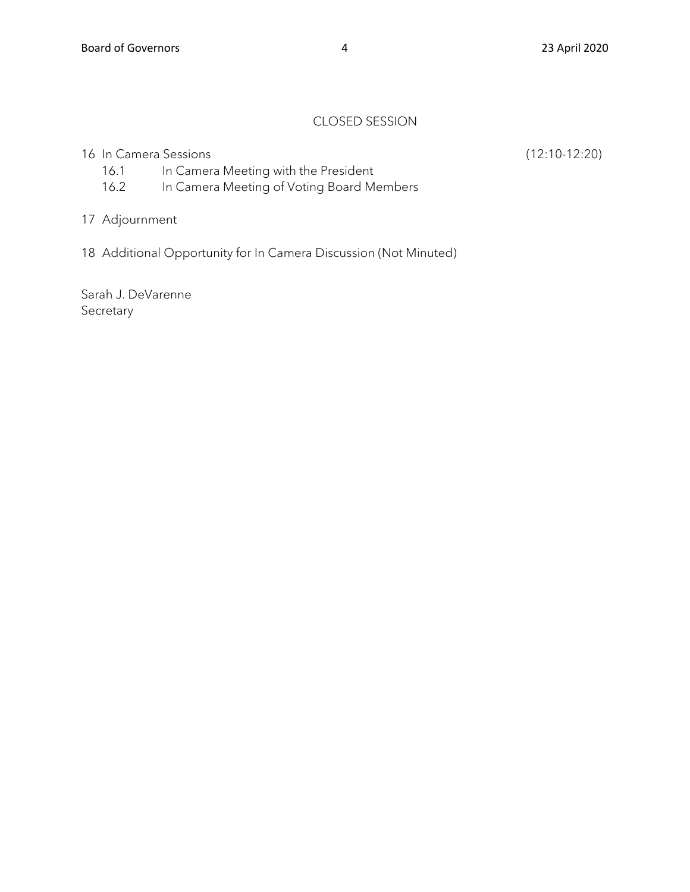## CLOSED SESSION

16 In Camera Sessions (12:10-12:20)

- 16.1 In Camera Meeting with the President
- 16.2 In Camera Meeting of Voting Board Members

17 Adjournment

18 Additional Opportunity for In Camera Discussion (Not Minuted)

Sarah J. DeVarenne
Secretary